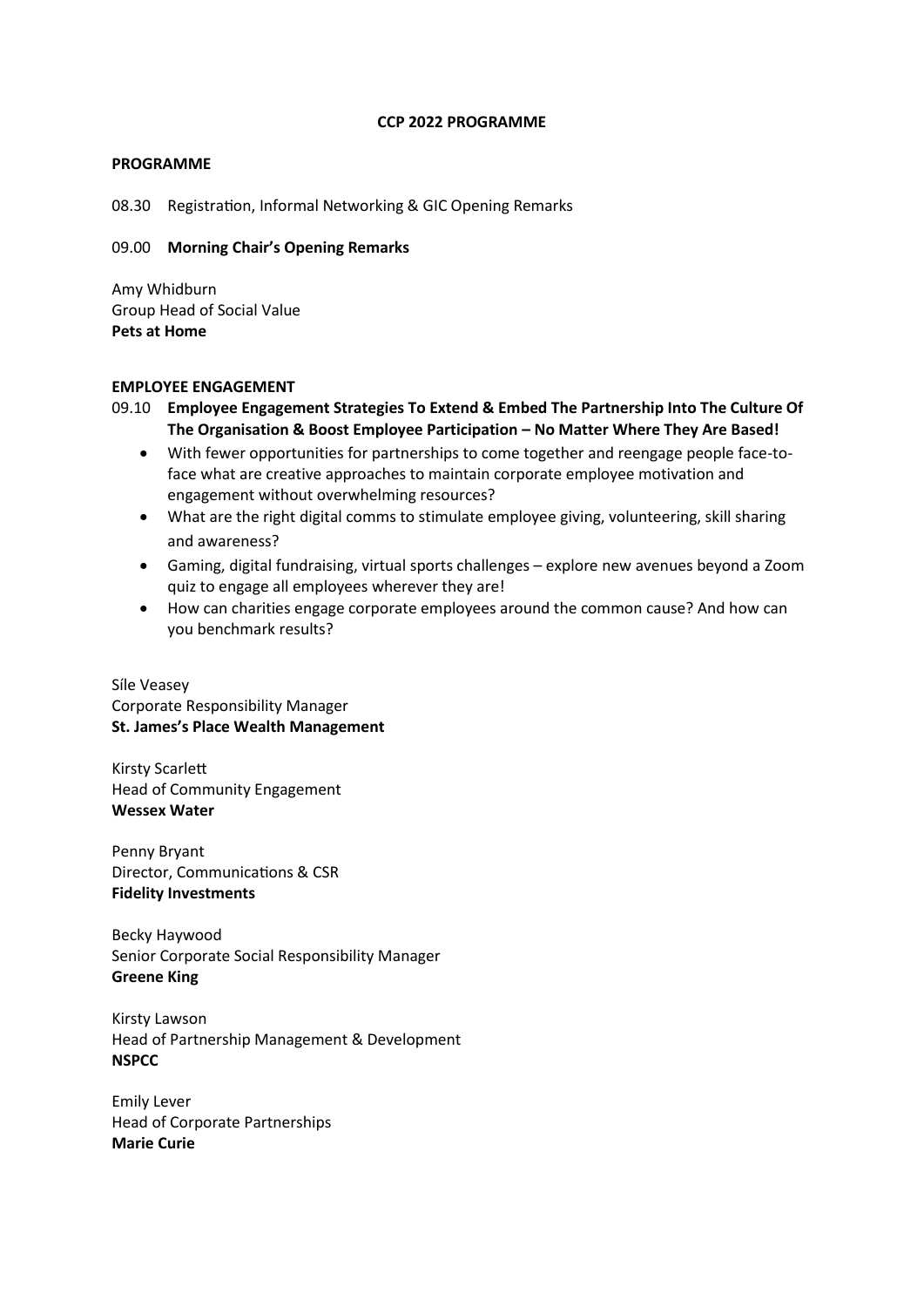# CCP 2022 PROGRAMME

## PROGRAMME

08.30 Registration, Informal Networking & GIC Opening Remarks

09.00 **Morning Chair's Opening Remarks**

Amy Whidburn
Group Head of Social Value
**Pets at Home**

### EMPLOYEE ENGAGEMENT

09.10 **Employee Engagement Strategies To Extend & Embed The Partnership Into The Culture Of The Organisation & Boost Employee Participation – No Matter Where They Are Based!**

- With fewer opportunities for partnerships to come together and reengage people face-to-face what are creative approaches to maintain corporate employee motivation and engagement without overwhelming resources?
- What are the right digital comms to stimulate employee giving, volunteering, skill sharing and awareness?
- Gaming, digital fundraising, virtual sports challenges – explore new avenues beyond a Zoom quiz to engage all employees wherever they are!
- How can charities engage corporate employees around the common cause? And how can you benchmark results?

Síle Veasey
Corporate Responsibility Manager
**St. James's Place Wealth Management**

Kirsty Scarlett
Head of Community Engagement
**Wessex Water**

Penny Bryant
Director, Communications & CSR
**Fidelity Investments**

Becky Haywood
Senior Corporate Social Responsibility Manager
**Greene King**

Kirsty Lawson
Head of Partnership Management & Development
**NSPCC**

Emily Lever
Head of Corporate Partnerships
**Marie Curie**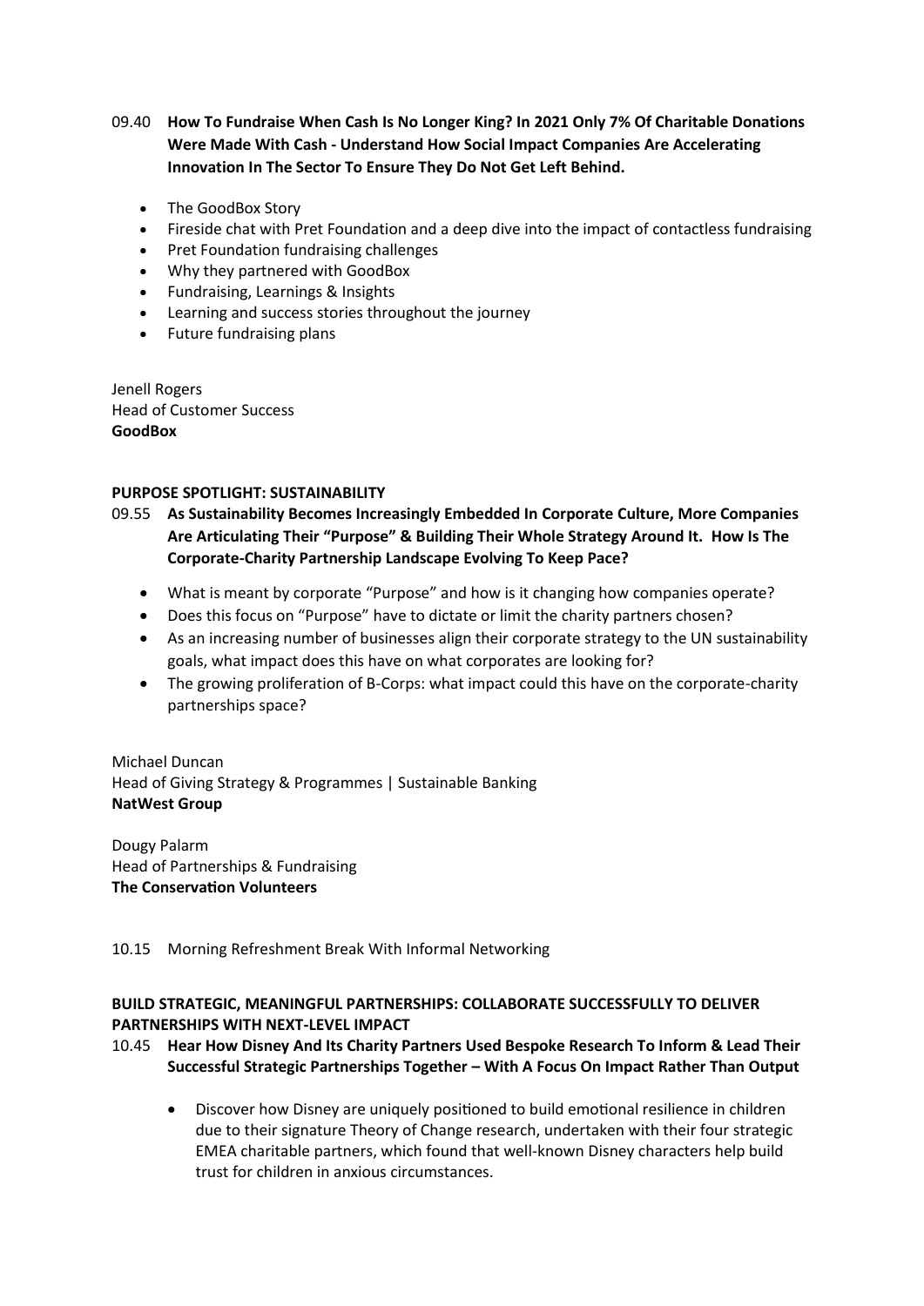09.40 **How To Fundraise When Cash Is No Longer King? In 2021 Only 7% Of Charitable Donations Were Made With Cash - Understand How Social Impact Companies Are Accelerating Innovation In The Sector To Ensure They Do Not Get Left Behind.**

- The GoodBox Story
- Fireside chat with Pret Foundation and a deep dive into the impact of contactless fundraising
- Pret Foundation fundraising challenges
- Why they partnered with GoodBox
- Fundraising, Learnings & Insights
- Learning and success stories throughout the journey
- Future fundraising plans

Jenell Rogers
Head of Customer Success
**GoodBox**

**PURPOSE SPOTLIGHT: SUSTAINABILITY**

09.55 **As Sustainability Becomes Increasingly Embedded In Corporate Culture, More Companies Are Articulating Their "Purpose" & Building Their Whole Strategy Around It. How Is The Corporate-Charity Partnership Landscape Evolving To Keep Pace?**

- What is meant by corporate "Purpose" and how is it changing how companies operate?
- Does this focus on "Purpose" have to dictate or limit the charity partners chosen?
- As an increasing number of businesses align their corporate strategy to the UN sustainability goals, what impact does this have on what corporates are looking for?
- The growing proliferation of B-Corps: what impact could this have on the corporate-charity partnerships space?

Michael Duncan
Head of Giving Strategy & Programmes | Sustainable Banking
**NatWest Group**

Dougy Palarm
Head of Partnerships & Fundraising
**The Conservation Volunteers**

10.15 Morning Refreshment Break With Informal Networking

**BUILD STRATEGIC, MEANINGFUL PARTNERSHIPS: COLLABORATE SUCCESSFULLY TO DELIVER PARTNERSHIPS WITH NEXT-LEVEL IMPACT**

10.45 **Hear How Disney And Its Charity Partners Used Bespoke Research To Inform & Lead Their Successful Strategic Partnerships Together – With A Focus On Impact Rather Than Output**

- Discover how Disney are uniquely positioned to build emotional resilience in children due to their signature Theory of Change research, undertaken with their four strategic EMEA charitable partners, which found that well-known Disney characters help build trust for children in anxious circumstances.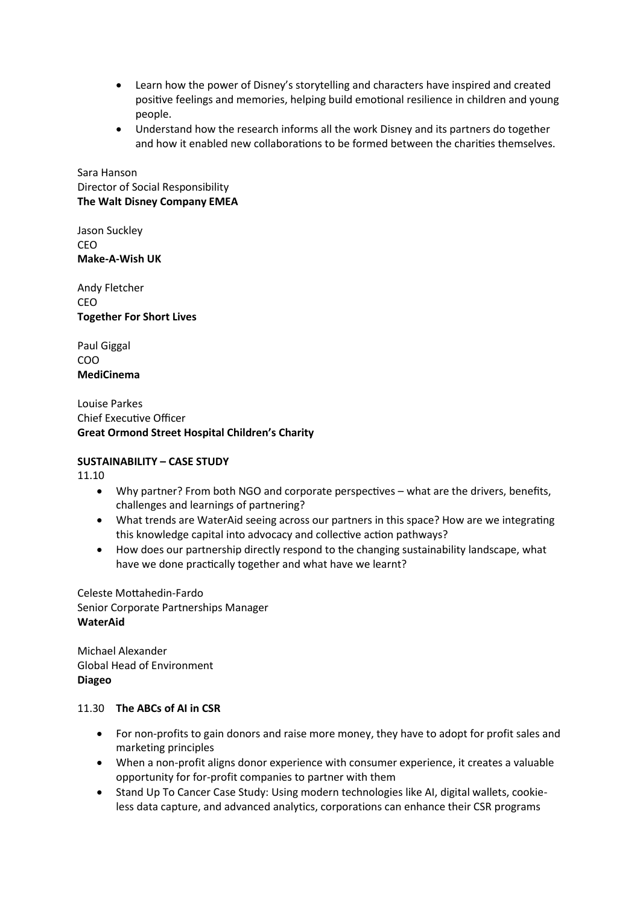- Learn how the power of Disney's storytelling and characters have inspired and created positive feelings and memories, helping build emotional resilience in children and young people.
- Understand how the research informs all the work Disney and its partners do together and how it enabled new collaborations to be formed between the charities themselves.

Sara Hanson
Director of Social Responsibility
**The Walt Disney Company EMEA**

Jason Suckley
CEO
**Make-A-Wish UK**

Andy Fletcher
CEO
**Together For Short Lives**

Paul Giggal
COO
**MediCinema**

Louise Parkes
Chief Executive Officer
**Great Ormond Street Hospital Children's Charity**

**SUSTAINABILITY – CASE STUDY**

11.10

- Why partner? From both NGO and corporate perspectives – what are the drivers, benefits, challenges and learnings of partnering?
- What trends are WaterAid seeing across our partners in this space? How are we integrating this knowledge capital into advocacy and collective action pathways?
- How does our partnership directly respond to the changing sustainability landscape, what have we done practically together and what have we learnt?

Celeste Mottahedin-Fardo
Senior Corporate Partnerships Manager
**WaterAid**

Michael Alexander
Global Head of Environment
**Diageo**

11.30 **The ABCs of AI in CSR**

- For non-profits to gain donors and raise more money, they have to adopt for profit sales and marketing principles
- When a non-profit aligns donor experience with consumer experience, it creates a valuable opportunity for for-profit companies to partner with them
- Stand Up To Cancer Case Study: Using modern technologies like AI, digital wallets, cookie-less data capture, and advanced analytics, corporations can enhance their CSR programs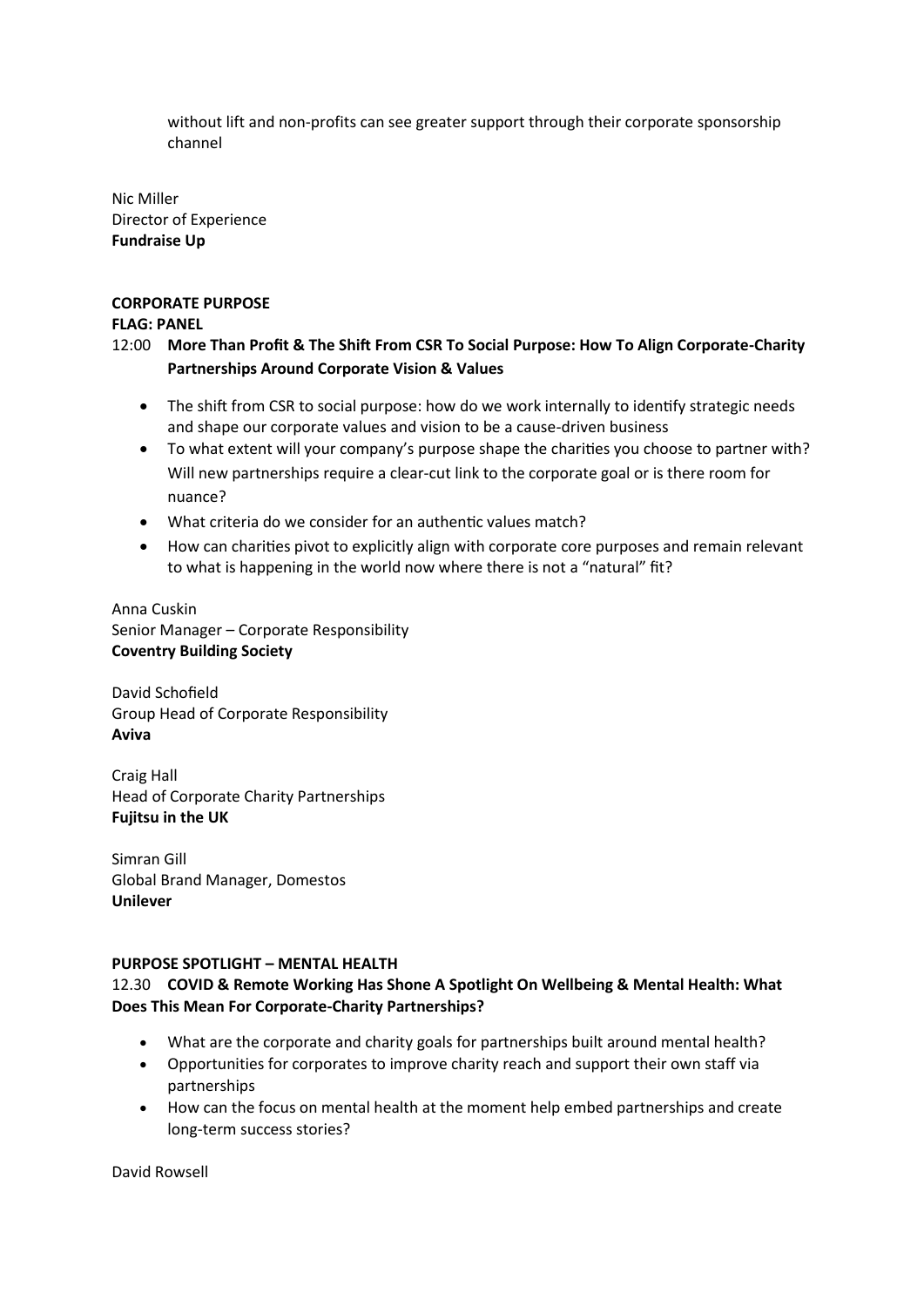- without lift and non-profits can see greater support through their corporate sponsorship channel

Nic Miller
Director of Experience
**Fundraise Up**

**CORPORATE PURPOSE**
**FLAG: PANEL**

12:00 **More Than Profit & The Shift From CSR To Social Purpose: How To Align Corporate-Charity Partnerships Around Corporate Vision & Values**

- The shift from CSR to social purpose: how do we work internally to identify strategic needs and shape our corporate values and vision to be a cause-driven business
- To what extent will your company's purpose shape the charities you choose to partner with? Will new partnerships require a clear-cut link to the corporate goal or is there room for nuance?
- What criteria do we consider for an authentic values match?
- How can charities pivot to explicitly align with corporate core purposes and remain relevant to what is happening in the world now where there is not a "natural" fit?

Anna Cuskin
Senior Manager – Corporate Responsibility
**Coventry Building Society**

David Schofield
Group Head of Corporate Responsibility
**Aviva**

Craig Hall
Head of Corporate Charity Partnerships
**Fujitsu in the UK**

Simran Gill
Global Brand Manager, Domestos
**Unilever**

**PURPOSE SPOTLIGHT – MENTAL HEALTH**

12.30 **COVID & Remote Working Has Shone A Spotlight On Wellbeing & Mental Health: What Does This Mean For Corporate-Charity Partnerships?**

- What are the corporate and charity goals for partnerships built around mental health?
- Opportunities for corporates to improve charity reach and support their own staff via partnerships
- How can the focus on mental health at the moment help embed partnerships and create long-term success stories?

David Rowsell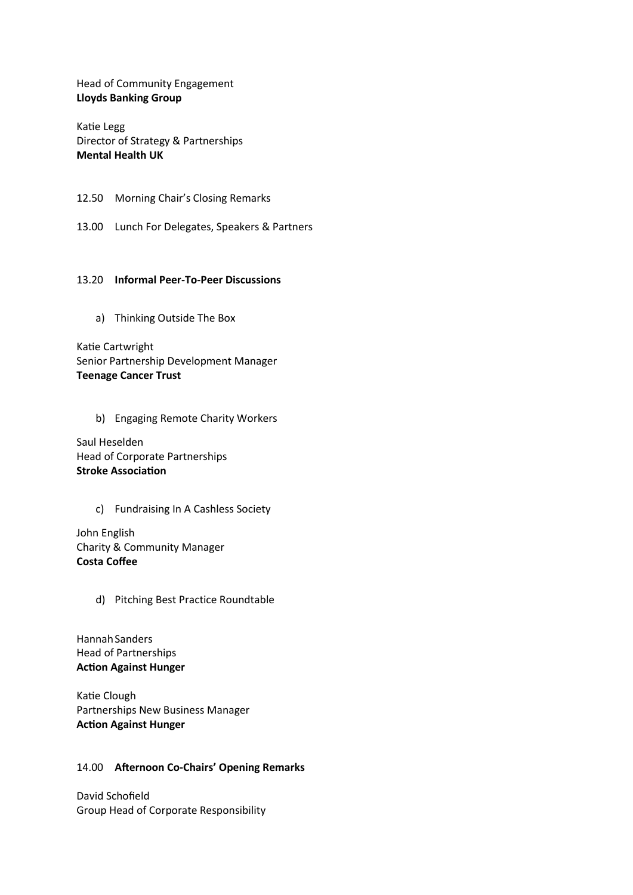Head of Community Engagement
**Lloyds Banking Group**

Katie Legg
Director of Strategy & Partnerships
**Mental Health UK**

12.50 Morning Chair's Closing Remarks

13.00 Lunch For Delegates, Speakers & Partners

13.20 **Informal Peer-To-Peer Discussions**

a) Thinking Outside The Box

Katie Cartwright
Senior Partnership Development Manager
**Teenage Cancer Trust**

b) Engaging Remote Charity Workers

Saul Heselden
Head of Corporate Partnerships
**Stroke Association**

c) Fundraising In A Cashless Society

John English
Charity & Community Manager
**Costa Coffee**

d) Pitching Best Practice Roundtable

Hannah Sanders
Head of Partnerships
**Action Against Hunger**

Katie Clough
Partnerships New Business Manager
**Action Against Hunger**

14.00 **Afternoon Co-Chairs' Opening Remarks**

David Schofield
Group Head of Corporate Responsibility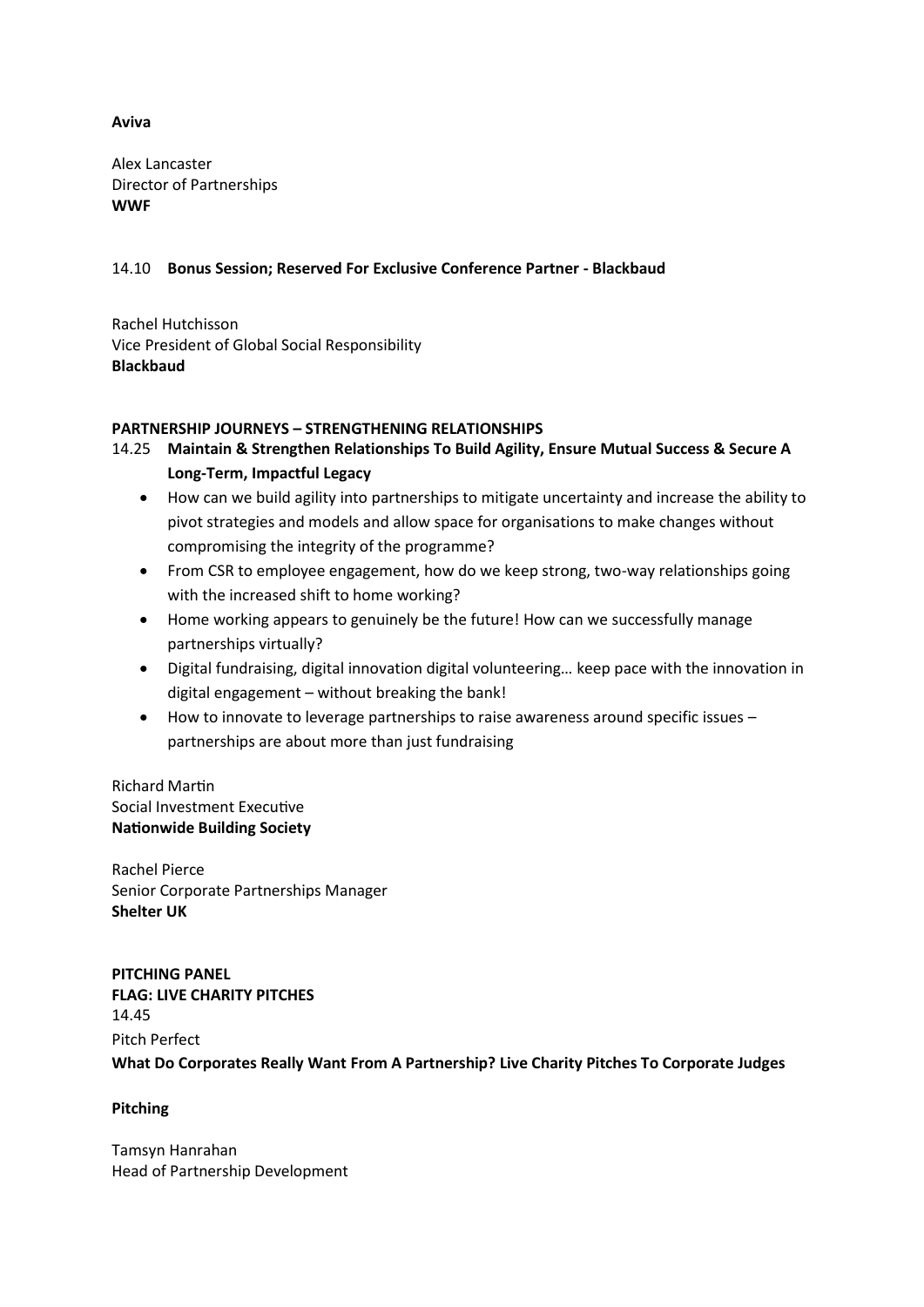**Aviva**

Alex Lancaster
Director of Partnerships
**WWF**

14.10 **Bonus Session; Reserved For Exclusive Conference Partner - Blackbaud**

Rachel Hutchisson
Vice President of Global Social Responsibility
**Blackbaud**

**PARTNERSHIP JOURNEYS – STRENGTHENING RELATIONSHIPS**

14.25 **Maintain & Strengthen Relationships To Build Agility, Ensure Mutual Success & Secure A Long-Term, Impactful Legacy**

- How can we build agility into partnerships to mitigate uncertainty and increase the ability to pivot strategies and models and allow space for organisations to make changes without compromising the integrity of the programme?
- From CSR to employee engagement, how do we keep strong, two-way relationships going with the increased shift to home working?
- Home working appears to genuinely be the future! How can we successfully manage partnerships virtually?
- Digital fundraising, digital innovation digital volunteering… keep pace with the innovation in digital engagement – without breaking the bank!
- How to innovate to leverage partnerships to raise awareness around specific issues – partnerships are about more than just fundraising

Richard Martin
Social Investment Executive
**Nationwide Building Society**

Rachel Pierce
Senior Corporate Partnerships Manager
**Shelter UK**

**PITCHING PANEL**
**FLAG: LIVE CHARITY PITCHES**
14.45
Pitch Perfect
**What Do Corporates Really Want From A Partnership? Live Charity Pitches To Corporate Judges**

**Pitching**

Tamsyn Hanrahan
Head of Partnership Development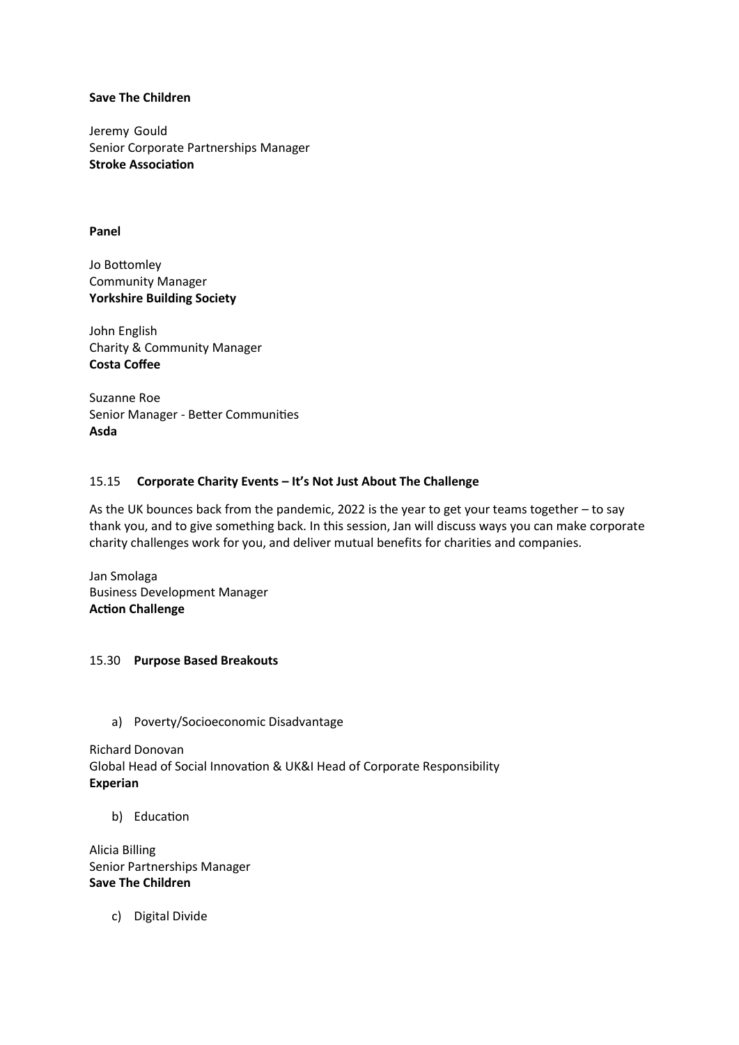**Save The Children**

Jeremy Gould
Senior Corporate Partnerships Manager
**Stroke Association**

**Panel**

Jo Bottomley
Community Manager
**Yorkshire Building Society**

John English
Charity & Community Manager
**Costa Coffee**

Suzanne Roe
Senior Manager - Better Communities
**Asda**

15.15 **Corporate Charity Events – It's Not Just About The Challenge**

As the UK bounces back from the pandemic, 2022 is the year to get your teams together – to say thank you, and to give something back. In this session, Jan will discuss ways you can make corporate charity challenges work for you, and deliver mutual benefits for charities and companies.

Jan Smolaga
Business Development Manager
**Action Challenge**

15.30 **Purpose Based Breakouts**

a) Poverty/Socioeconomic Disadvantage

Richard Donovan
Global Head of Social Innovation & UK&I Head of Corporate Responsibility
**Experian**

b) Education

Alicia Billing
Senior Partnerships Manager
**Save The Children**

c) Digital Divide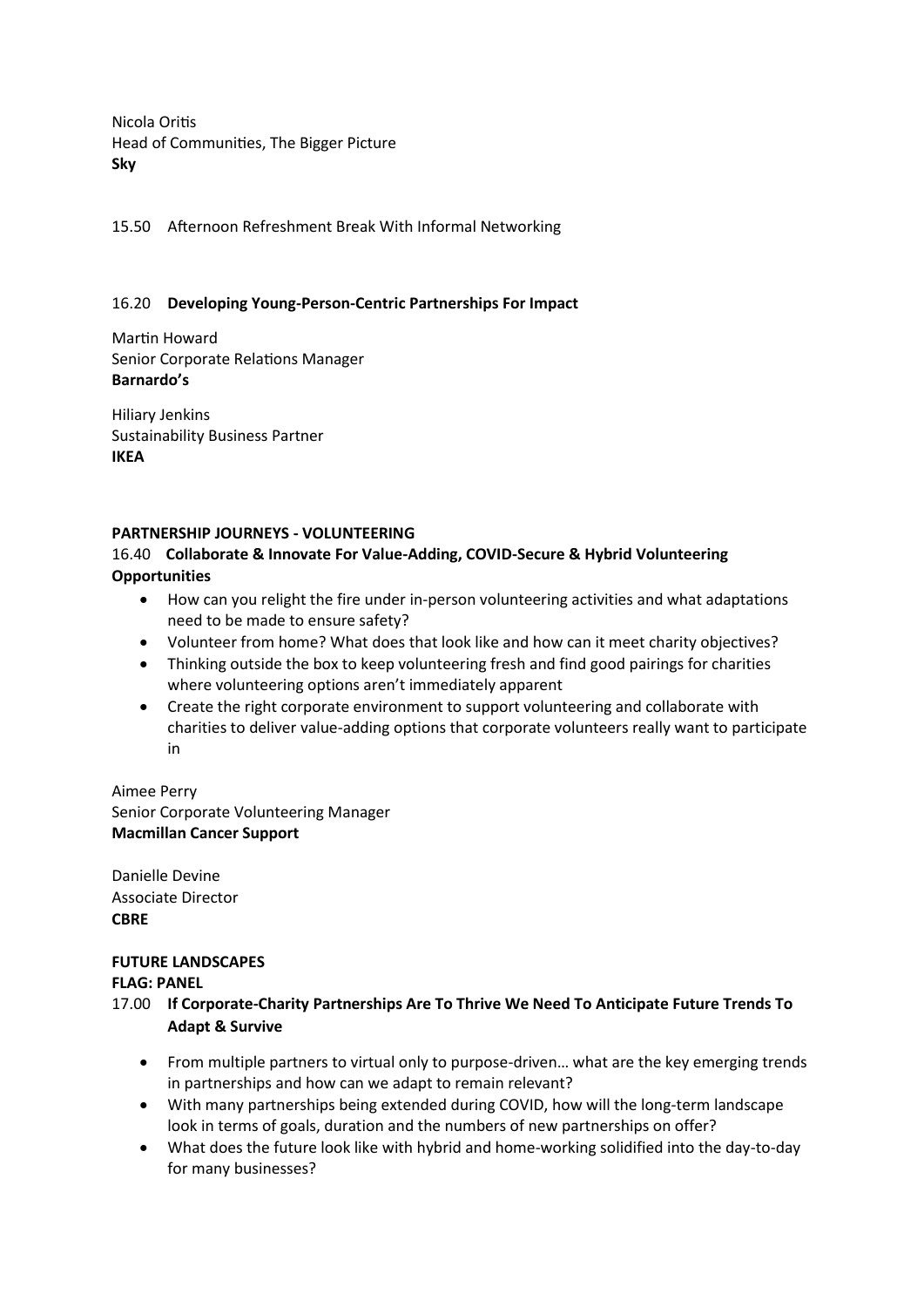Nicola Oritis
Head of Communities, The Bigger Picture
**Sky**

15.50 Afternoon Refreshment Break With Informal Networking

16.20 **Developing Young-Person-Centric Partnerships For Impact**

Martin Howard
Senior Corporate Relations Manager
**Barnardo's**

Hiliary Jenkins
Sustainability Business Partner
**IKEA**

**PARTNERSHIP JOURNEYS - VOLUNTEERING**

16.40 **Collaborate & Innovate For Value-Adding, COVID-Secure & Hybrid Volunteering Opportunities**

- How can you relight the fire under in-person volunteering activities and what adaptations need to be made to ensure safety?
- Volunteer from home? What does that look like and how can it meet charity objectives?
- Thinking outside the box to keep volunteering fresh and find good pairings for charities where volunteering options aren't immediately apparent
- Create the right corporate environment to support volunteering and collaborate with charities to deliver value-adding options that corporate volunteers really want to participate in

Aimee Perry
Senior Corporate Volunteering Manager
**Macmillan Cancer Support**

Danielle Devine
Associate Director
**CBRE**

**FUTURE LANDSCAPES**

**FLAG: PANEL**

17.00 **If Corporate-Charity Partnerships Are To Thrive We Need To Anticipate Future Trends To Adapt & Survive**

- From multiple partners to virtual only to purpose-driven… what are the key emerging trends in partnerships and how can we adapt to remain relevant?
- With many partnerships being extended during COVID, how will the long-term landscape look in terms of goals, duration and the numbers of new partnerships on offer?
- What does the future look like with hybrid and home-working solidified into the day-to-day for many businesses?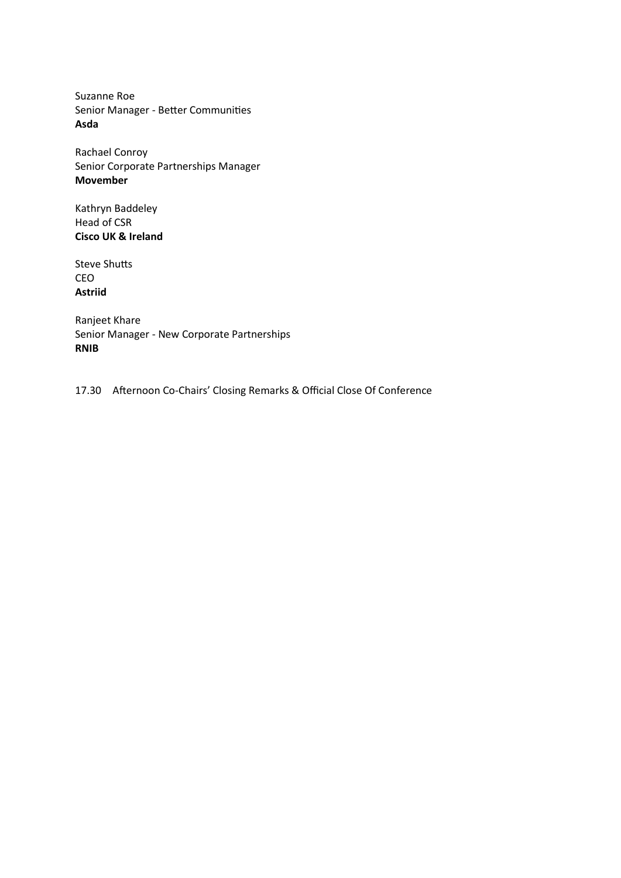Suzanne Roe
Senior Manager - Better Communities
**Asda**

Rachael Conroy
Senior Corporate Partnerships Manager
**Movember**

Kathryn Baddeley
Head of CSR
**Cisco UK & Ireland**

Steve Shutts
CEO
**Astriid**

Ranjeet Khare
Senior Manager - New Corporate Partnerships
**RNIB**

17.30 Afternoon Co-Chairs' Closing Remarks & Official Close Of Conference